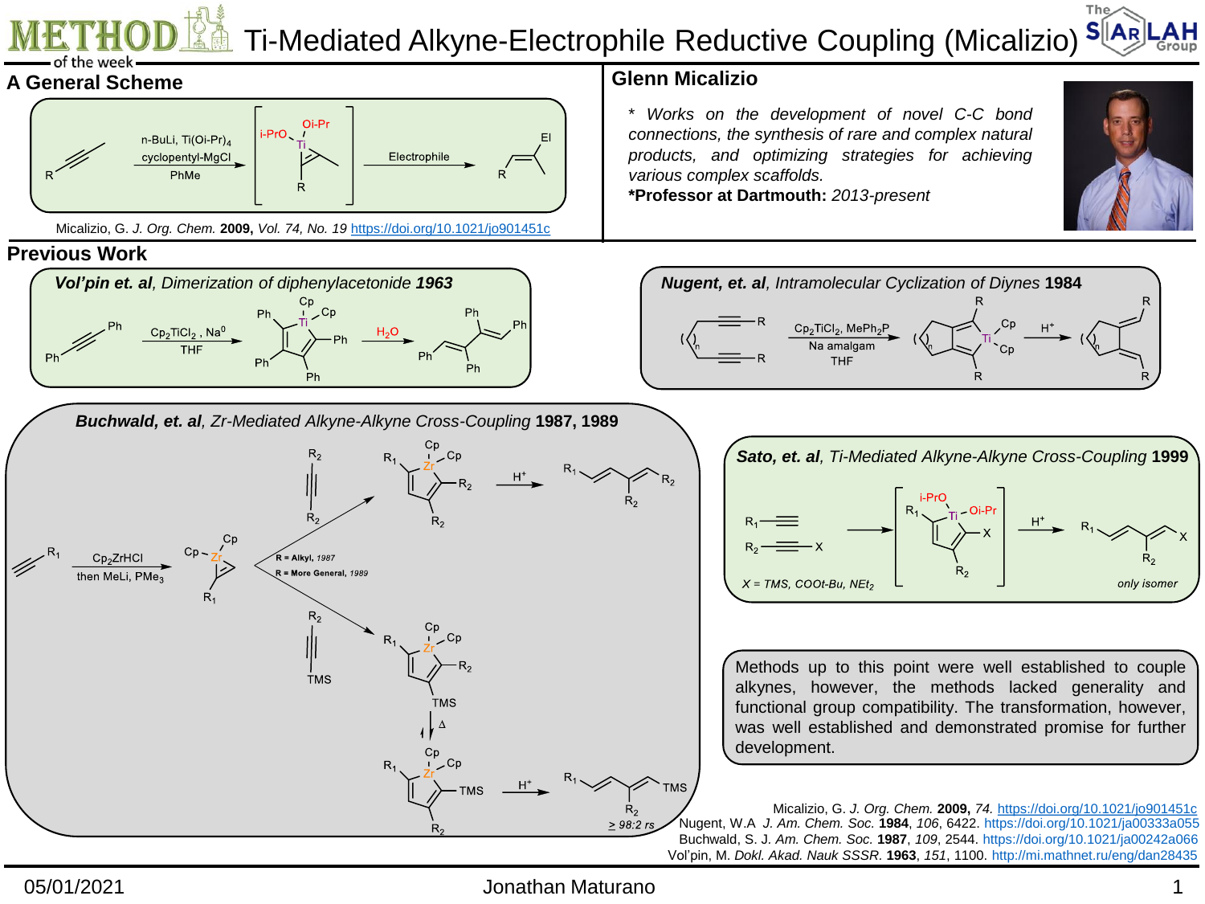# Ti-Mediated Alkyne-Electrophile Reductive Coupling (Micalizio)

## A General Scheme

R–C≡C → [n-BuLi, $Ti(Oi\text{-}Pr)_4$, cyclopentyl-MgCl, PhMe] → [(i-PrO)(Oi-Pr)Ti alkyne complex] → Electrophile → R–CH=CH–El

Micalizio, G. *J. Org. Chem.* **2009**, *Vol. 74, No. 19* https://doi.org/10.1021/jo901451c

## Glenn Micalizio

* *Works on the development of novel C-C bond connections, the synthesis of rare and complex natural products, and optimizing strategies for achieving various complex scaffolds.*

**\*Professor at Dartmouth:** *2013-present*

## Previous Work

***Vol'pin et. al**, Dimerization of diphenylacetonide* **1963**

Ph–C≡C–Ph → [$Cp_2TiCl_2$, $Na^0$, THF] → tetraphenyltitanacyclopentadiene → $H_2O$ → tetraphenylbutadiene

***Nugent, et. al**, Intramolecular Cyclization of Diynes* **1984**

Diyne → [$Cp_2TiCl_2$, $MePh_2P$, Na amalgam, THF] → titanacycle → $H^+$ → diene

***Buchwald, et. al**, Zr-Mediated Alkyne-Alkyne Cross-Coupling* **1987, 1989**

$R_1$-alkyne → [$Cp_2ZrHCl$, then MeLi, $PMe_3$] → $Cp_2Zr$–alkyne complex

- $R_2$–C≡C–$R_2$ → zirconacyclopentadiene → $H^+$ → diene
- $R_2$–C≡C–TMS → zirconacycle → Δ → isomerized zirconacycle → $H^+$ → diene (≥ 98:2 rs)

**R = Alkyl**, *1987*; **R = More General**, *1989*

***Sato, et. al**, Ti-Mediated Alkyne-Alkyne Cross-Coupling* **1999**

$R_1$–C≡C + $R_2$–C≡C–X → [titanacyclopentadiene] → $H^+$ → diene (*only isomer*)

*X = TMS, COOt-Bu, $NEt_2$*

Methods up to this point were well established to couple alkynes, however, the methods lacked generality and functional group compatibility. The transformation, however, was well established and demonstrated promise for further development.

Micalizio, G. *J. Org. Chem.* **2009**, *74.* https://doi.org/10.1021/jo901451c
Nugent, W.A *J. Am. Chem. Soc.* **1984**, *106*, 6422. https://doi.org/10.1021/ja00333a055
Buchwald, S. J. *Am. Chem. Soc.* **1987**, *109*, 2544. https://doi.org/10.1021/ja00242a066
Vol'pin, M. *Dokl. Akad. Nauk SSSR.* **1963**, *151*, 1100. http://mi.mathnet.ru/eng/dan28435

05/01/2021 Jonathan Maturano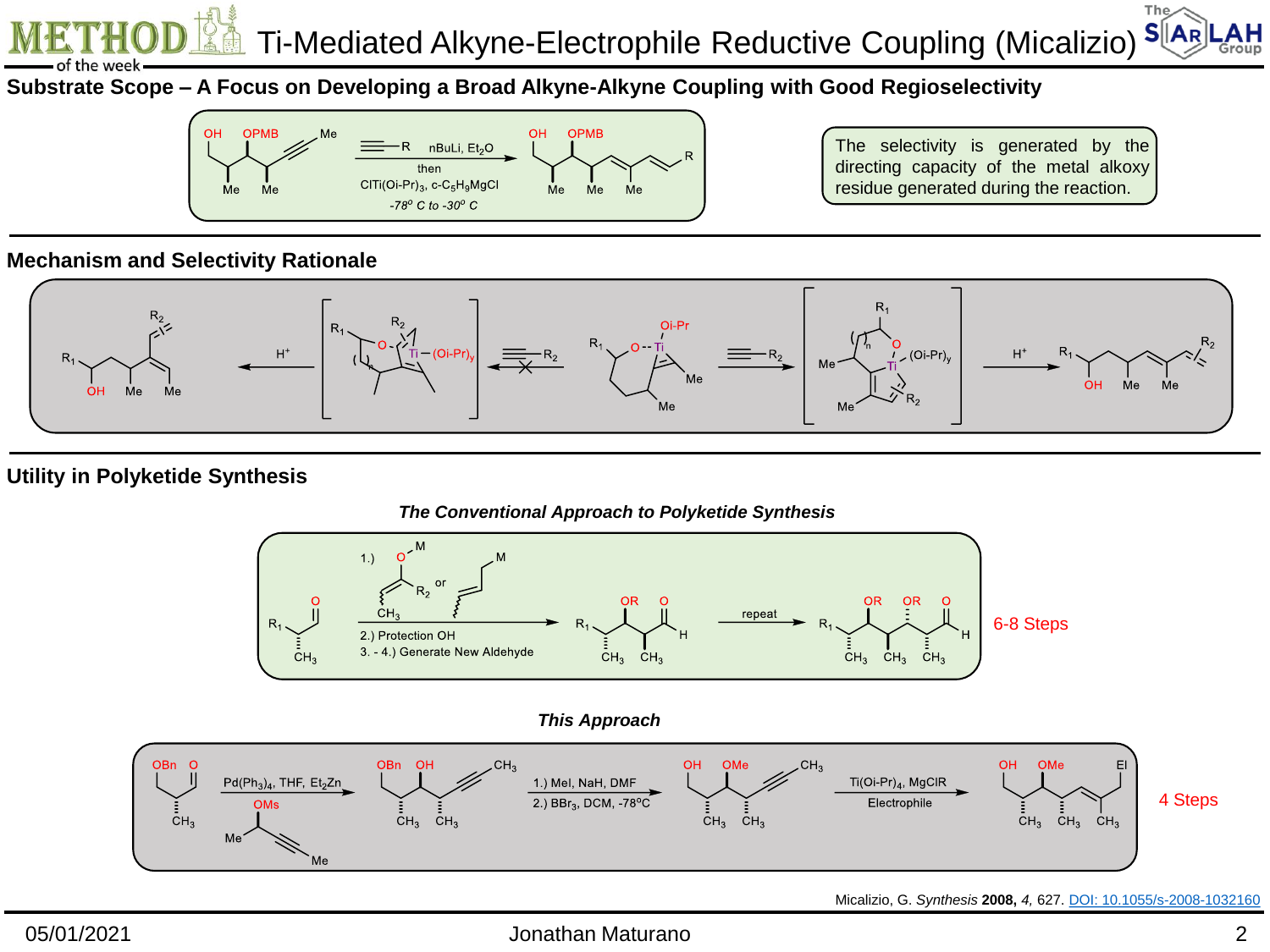# Ti-Mediated Alkyne-Electrophile Reductive Coupling (Micalizio)

## Substrate Scope – A Focus on Developing a Broad Alkyne-Alkyne Coupling with Good Regioselectivity

OH OPMB Me — Me Me

≡—R nBuLi, $Et_2O$
then
$ClTi(Oi\text{-}Pr)_3$, c-$C_5H_9MgCl$
-78° C to -30° C

OH OPMB R — Me Me Me

The selectivity is generated by the directing capacity of the metal alkoxy residue generated during the reaction.

## Mechanism and Selectivity Rationale

$R_2$, $R_1$, OH, Me, Me ← $H^+$ ← [$R_1$, $R_2$, O, Ti–(Oi-Pr)$_y$, ( )$_n$] ←✕ ≡—$R_2$ — $R_1$, O, Ti, Oi-Pr, Me, Me — ≡—$R_2$ → [$R_1$, ( )$_n$, O, Me, Ti, (Oi-Pr)$_y$, Me, $R_2$] → $H^+$ → $R_1$, $R_2$, OH, Me, Me

## Utility in Polyketide Synthesis

*The Conventional Approach to Polyketide Synthesis*

$R_1$, O, $CH_3$ — 1.) O–M, $R_2$, $CH_3$ or M; 2.) Protection OH; 3. - 4.) Generate New Aldehyde → $R_1$, OR, O, H, $CH_3$, $CH_3$ — repeat → $R_1$, OR, OR, O, H, $CH_3$, $CH_3$, $CH_3$

6-8 Steps

*This Approach*

OBn O, $CH_3$ — $Pd(Ph_3)_4$, THF, $Et_2Zn$; OMs, Me, Me → OBn OH $CH_3$, $CH_3$ $CH_3$ — 1.) MeI, NaH, DMF; 2.) $BBr_3$, DCM, -78°C → OH OMe $CH_3$, $CH_3$ $CH_3$ — $Ti(Oi\text{-}Pr)_4$, MgClR; Electrophile → OH OMe El, $CH_3$ $CH_3$ $CH_3$

4 Steps

Micalizio, G. *Synthesis* **2008**, *4,* 627. DOI: 10.1055/s-2008-1032160

05/01/2021 Jonathan Maturano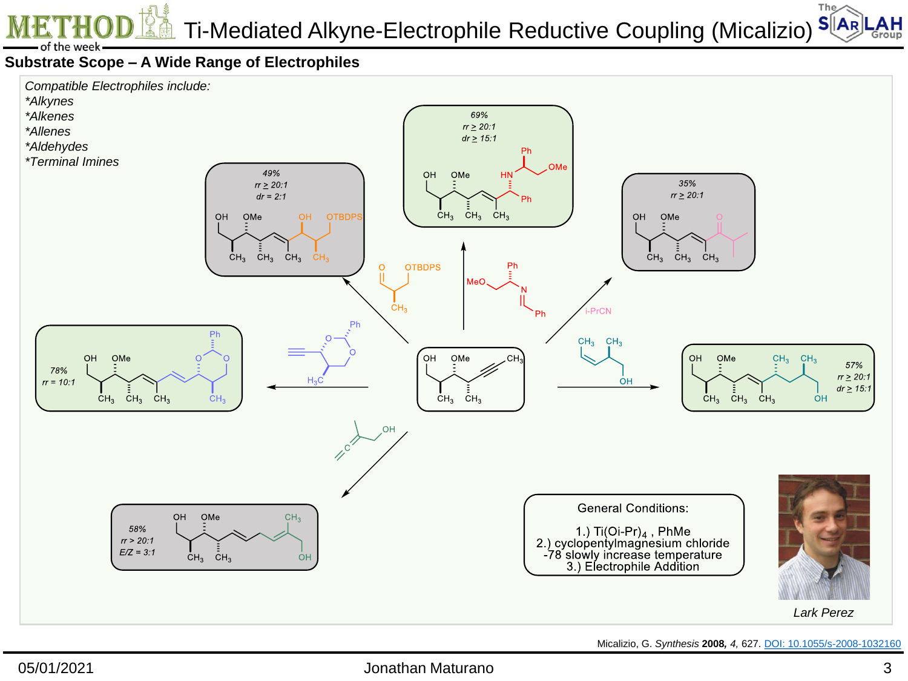# Ti-Mediated Alkyne-Electrophile Reductive Coupling (Micalizio)

## Substrate Scope – A Wide Range of Electrophiles

*Compatible Electrophiles include:*
*\*Alkynes*
*\*Alkenes*
*\*Allenes*
*\*Aldehydes*
*\*Terminal Imines*

*49%*
*rr ≥ 20:1*
*dr = 2:1*

*69%*
*rr ≥ 20:1*
*dr ≥ 15:1*

*35%*
*rr ≥ 20:1*

*78%*
*rr = 10:1*

*57%*
*rr ≥ 20:1*
*dr ≥ 15:1*

*58%*
*rr > 20:1*
*E/Z = 3:1*

i-PrCN

General Conditions:

1.) $Ti(Oi\text{-}Pr)_4$ , PhMe
2.) cyclopentylmagnesium chloride
-78 slowly increase temperature
3.) Electrophile Addition

*Lark Perez*

Micalizio, G. *Synthesis* **2008,** *4,* 627. DOI: 10.1055/s-2008-1032160

05/01/2021 Jonathan Maturano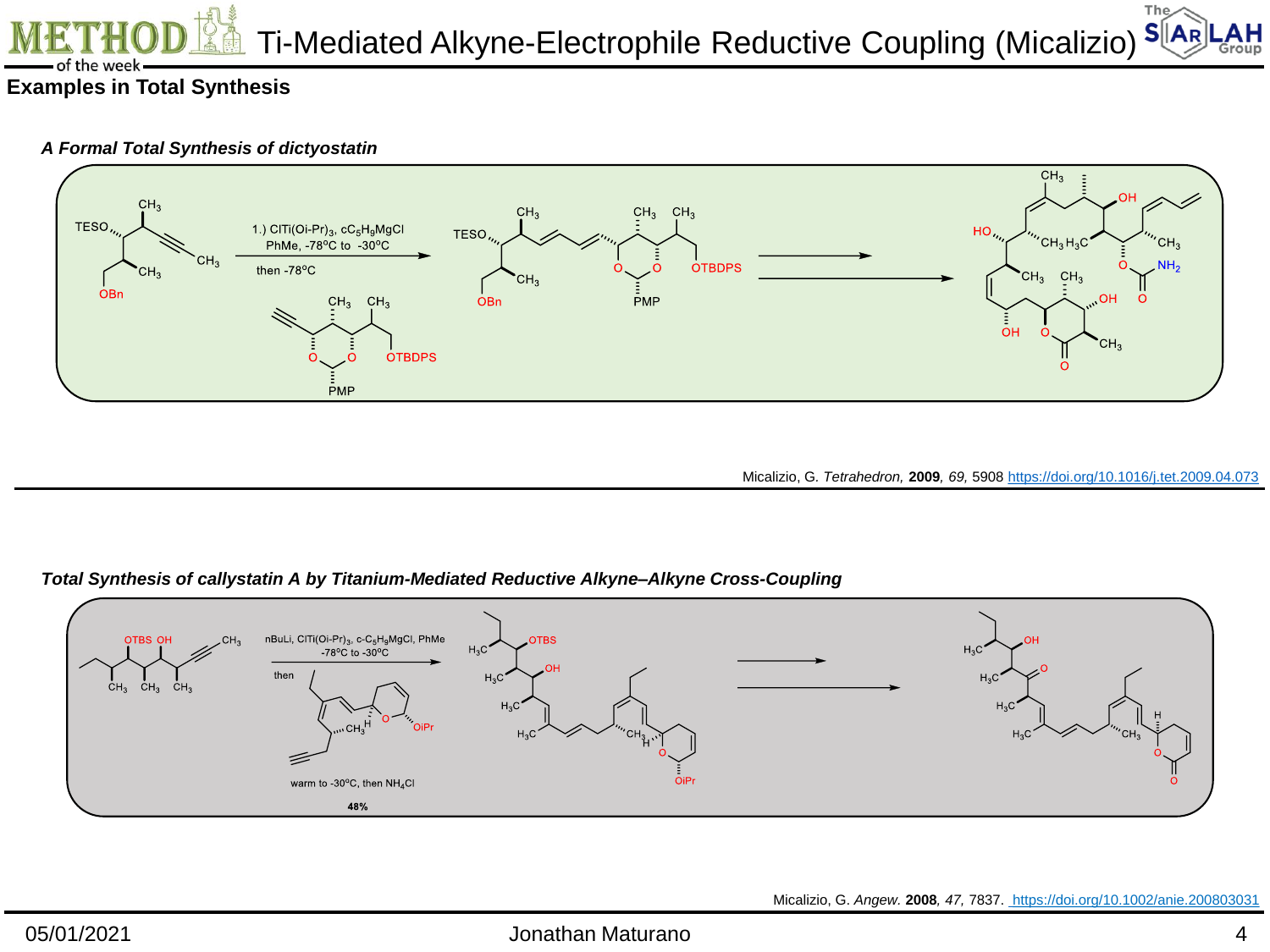## Examples in Total Synthesis

### *A Formal Total Synthesis of dictyostatin*

1.) $ClTi(Oi\text{-}Pr)_3$, $cC_5H_9MgCl$

PhMe, -78°C to -30°C

then -78°C

Micalizio, G. *Tetrahedron,* **2009**, *69,* 5908 https://doi.org/10.1016/j.tet.2009.04.073

### *Total Synthesis of callystatin A by Titanium-Mediated Reductive Alkyne–Alkyne Cross-Coupling*

nBuLi, $ClTi(Oi\text{-}Pr)_3$, $c\text{-}C_5H_9MgCl$, PhMe

-78°C to -30°C

then

warm to -30°C, then $NH_4Cl$

**48%**

Micalizio, G. *Angew.* **2008**, *47,* 7837. https://doi.org/10.1002/anie.200803031